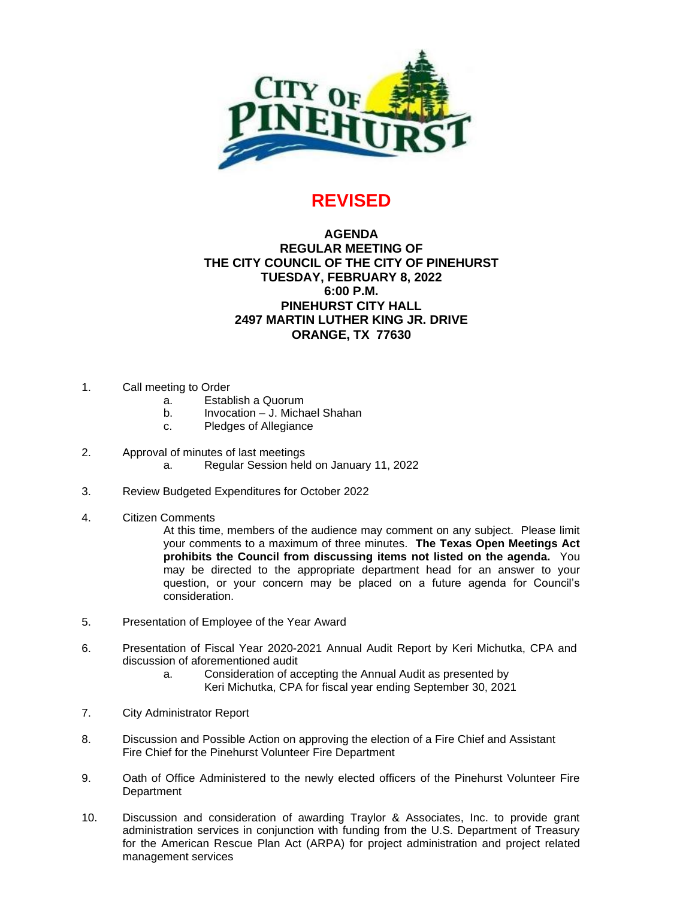CITY OF PINEHURST

# REVISED

**AGENDA**
**REGULAR MEETING OF**
**THE CITY COUNCIL OF THE CITY OF PINEHURST**
**TUESDAY, FEBRUARY 8, 2022**
**6:00 P.M.**
**PINEHURST CITY HALL**
**2497 MARTIN LUTHER KING JR. DRIVE**
**ORANGE, TX 77630**

1. Call meeting to Order
   a. Establish a Quorum
   b. Invocation – J. Michael Shahan
   c. Pledges of Allegiance

2. Approval of minutes of last meetings
   a. Regular Session held on January 11, 2022

3. Review Budgeted Expenditures for October 2022

4. Citizen Comments

   At this time, members of the audience may comment on any subject. Please limit your comments to a maximum of three minutes. **The Texas Open Meetings Act prohibits the Council from discussing items not listed on the agenda.** You may be directed to the appropriate department head for an answer to your question, or your concern may be placed on a future agenda for Council's consideration.

5. Presentation of Employee of the Year Award

6. Presentation of Fiscal Year 2020-2021 Annual Audit Report by Keri Michutka, CPA and discussion of aforementioned audit
   a. Consideration of accepting the Annual Audit as presented by Keri Michutka, CPA for fiscal year ending September 30, 2021

7. City Administrator Report

8. Discussion and Possible Action on approving the election of a Fire Chief and Assistant Fire Chief for the Pinehurst Volunteer Fire Department

9. Oath of Office Administered to the newly elected officers of the Pinehurst Volunteer Fire Department

10. Discussion and consideration of awarding Traylor & Associates, Inc. to provide grant administration services in conjunction with funding from the U.S. Department of Treasury for the American Rescue Plan Act (ARPA) for project administration and project related management services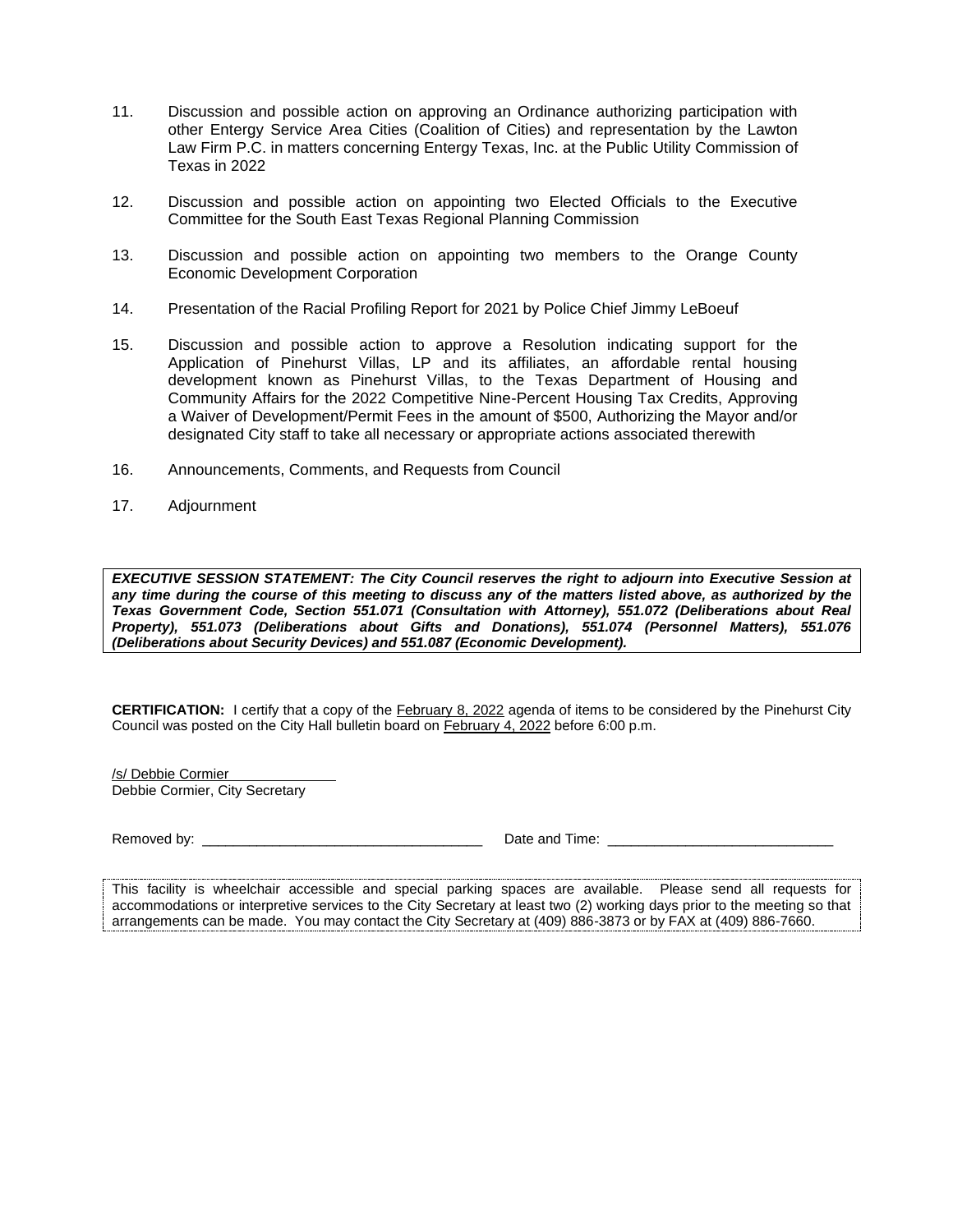11. Discussion and possible action on approving an Ordinance authorizing participation with other Entergy Service Area Cities (Coalition of Cities) and representation by the Lawton Law Firm P.C. in matters concerning Entergy Texas, Inc. at the Public Utility Commission of Texas in 2022

12. Discussion and possible action on appointing two Elected Officials to the Executive Committee for the South East Texas Regional Planning Commission

13. Discussion and possible action on appointing two members to the Orange County Economic Development Corporation

14. Presentation of the Racial Profiling Report for 2021 by Police Chief Jimmy LeBoeuf

15. Discussion and possible action to approve a Resolution indicating support for the Application of Pinehurst Villas, LP and its affiliates, an affordable rental housing development known as Pinehurst Villas, to the Texas Department of Housing and Community Affairs for the 2022 Competitive Nine-Percent Housing Tax Credits, Approving a Waiver of Development/Permit Fees in the amount of $500, Authorizing the Mayor and/or designated City staff to take all necessary or appropriate actions associated therewith

16. Announcements, Comments, and Requests from Council

17. Adjournment

***EXECUTIVE SESSION STATEMENT: The City Council reserves the right to adjourn into Executive Session at any time during the course of this meeting to discuss any of the matters listed above, as authorized by the Texas Government Code, Section 551.071 (Consultation with Attorney), 551.072 (Deliberations about Real Property), 551.073 (Deliberations about Gifts and Donations), 551.074 (Personnel Matters), 551.076 (Deliberations about Security Devices) and 551.087 (Economic Development).***

**CERTIFICATION:** I certify that a copy of the February 8, 2022 agenda of items to be considered by the Pinehurst City Council was posted on the City Hall bulletin board on February 4, 2022 before 6:00 p.m.

/s/ Debbie Cormier
Debbie Cormier, City Secretary

Removed by: ___________________________________ Date and Time: _____________________________

This facility is wheelchair accessible and special parking spaces are available. Please send all requests for accommodations or interpretive services to the City Secretary at least two (2) working days prior to the meeting so that arrangements can be made. You may contact the City Secretary at (409) 886-3873 or by FAX at (409) 886-7660.